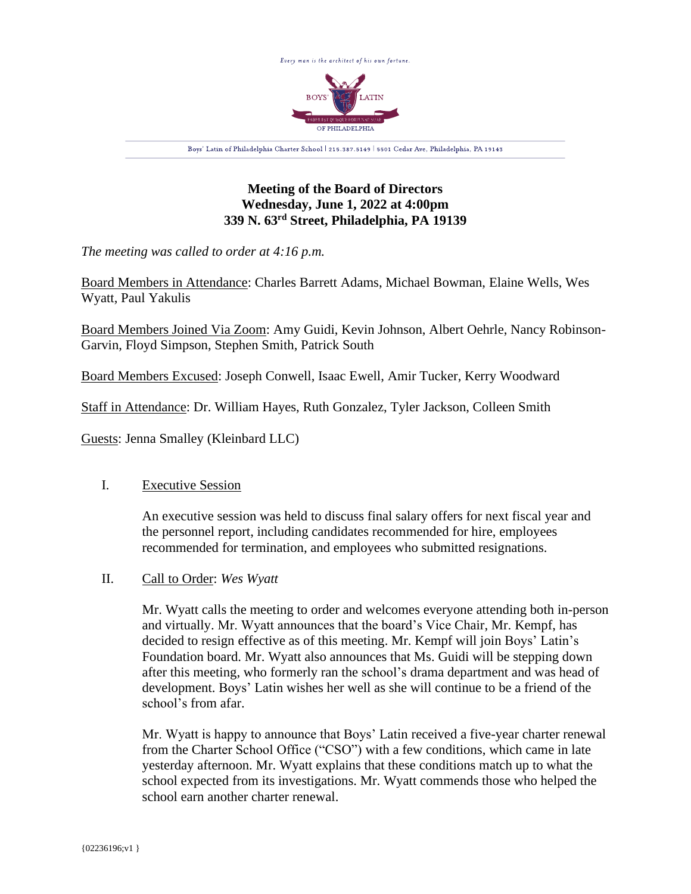Every man is the architect of his own fortune.

BOYS' LATIN OF PHILADELPHIA

Boys' Latin of Philadelphia Charter School | 215.387.5149 | 5501 Cedar Ave, Philadelphia, PA 19143

# Meeting of the Board of Directors
# Wednesday, June 1, 2022 at 4:00pm
# 339 N. 63rd Street, Philadelphia, PA 19139

*The meeting was called to order at 4:16 p.m.*

Board Members in Attendance: Charles Barrett Adams, Michael Bowman, Elaine Wells, Wes Wyatt, Paul Yakulis

Board Members Joined Via Zoom: Amy Guidi, Kevin Johnson, Albert Oehrle, Nancy Robinson-Garvin, Floyd Simpson, Stephen Smith, Patrick South

Board Members Excused: Joseph Conwell, Isaac Ewell, Amir Tucker, Kerry Woodward

Staff in Attendance: Dr. William Hayes, Ruth Gonzalez, Tyler Jackson, Colleen Smith

Guests: Jenna Smalley (Kleinbard LLC)

I. Executive Session

An executive session was held to discuss final salary offers for next fiscal year and the personnel report, including candidates recommended for hire, employees recommended for termination, and employees who submitted resignations.

II. Call to Order: *Wes Wyatt*

Mr. Wyatt calls the meeting to order and welcomes everyone attending both in-person and virtually. Mr. Wyatt announces that the board's Vice Chair, Mr. Kempf, has decided to resign effective as of this meeting. Mr. Kempf will join Boys' Latin's Foundation board. Mr. Wyatt also announces that Ms. Guidi will be stepping down after this meeting, who formerly ran the school's drama department and was head of development. Boys' Latin wishes her well as she will continue to be a friend of the school's from afar.

Mr. Wyatt is happy to announce that Boys' Latin received a five-year charter renewal from the Charter School Office ("CSO") with a few conditions, which came in late yesterday afternoon. Mr. Wyatt explains that these conditions match up to what the school expected from its investigations. Mr. Wyatt commends those who helped the school earn another charter renewal.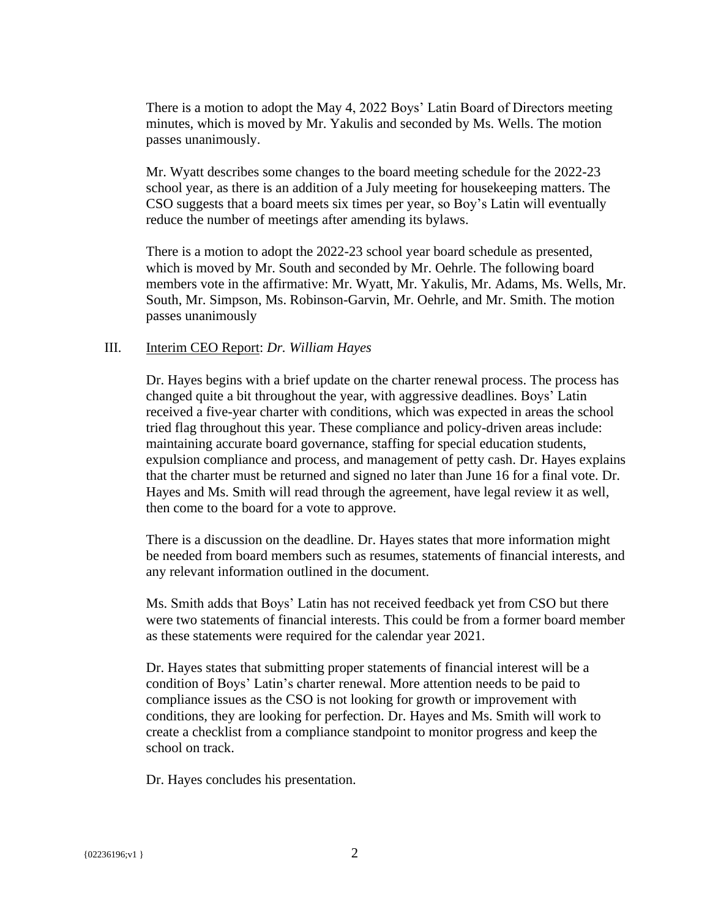There is a motion to adopt the May 4, 2022 Boys' Latin Board of Directors meeting minutes, which is moved by Mr. Yakulis and seconded by Ms. Wells. The motion passes unanimously.

Mr. Wyatt describes some changes to the board meeting schedule for the 2022-23 school year, as there is an addition of a July meeting for housekeeping matters. The CSO suggests that a board meets six times per year, so Boy's Latin will eventually reduce the number of meetings after amending its bylaws.

There is a motion to adopt the 2022-23 school year board schedule as presented, which is moved by Mr. South and seconded by Mr. Oehrle. The following board members vote in the affirmative: Mr. Wyatt, Mr. Yakulis, Mr. Adams, Ms. Wells, Mr. South, Mr. Simpson, Ms. Robinson-Garvin, Mr. Oehrle, and Mr. Smith. The motion passes unanimously

III. Interim CEO Report: *Dr. William Hayes*

Dr. Hayes begins with a brief update on the charter renewal process. The process has changed quite a bit throughout the year, with aggressive deadlines. Boys' Latin received a five-year charter with conditions, which was expected in areas the school tried flag throughout this year. These compliance and policy-driven areas include: maintaining accurate board governance, staffing for special education students, expulsion compliance and process, and management of petty cash. Dr. Hayes explains that the charter must be returned and signed no later than June 16 for a final vote. Dr. Hayes and Ms. Smith will read through the agreement, have legal review it as well, then come to the board for a vote to approve.

There is a discussion on the deadline. Dr. Hayes states that more information might be needed from board members such as resumes, statements of financial interests, and any relevant information outlined in the document.

Ms. Smith adds that Boys' Latin has not received feedback yet from CSO but there were two statements of financial interests. This could be from a former board member as these statements were required for the calendar year 2021.

Dr. Hayes states that submitting proper statements of financial interest will be a condition of Boys' Latin's charter renewal. More attention needs to be paid to compliance issues as the CSO is not looking for growth or improvement with conditions, they are looking for perfection. Dr. Hayes and Ms. Smith will work to create a checklist from a compliance standpoint to monitor progress and keep the school on track.

Dr. Hayes concludes his presentation.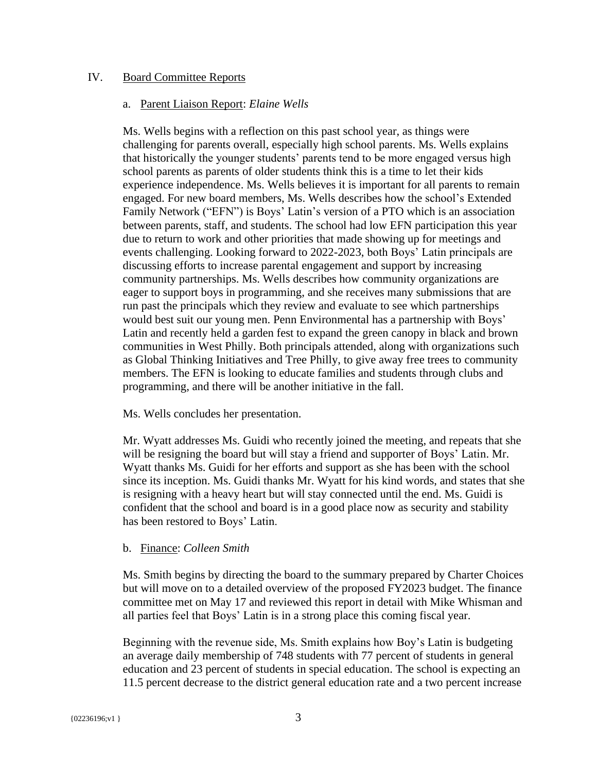## IV. Board Committee Reports

### a. Parent Liaison Report: *Elaine Wells*

Ms. Wells begins with a reflection on this past school year, as things were challenging for parents overall, especially high school parents. Ms. Wells explains that historically the younger students' parents tend to be more engaged versus high school parents as parents of older students think this is a time to let their kids experience independence. Ms. Wells believes it is important for all parents to remain engaged. For new board members, Ms. Wells describes how the school's Extended Family Network ("EFN") is Boys' Latin's version of a PTO which is an association between parents, staff, and students. The school had low EFN participation this year due to return to work and other priorities that made showing up for meetings and events challenging. Looking forward to 2022-2023, both Boys' Latin principals are discussing efforts to increase parental engagement and support by increasing community partnerships. Ms. Wells describes how community organizations are eager to support boys in programming, and she receives many submissions that are run past the principals which they review and evaluate to see which partnerships would best suit our young men. Penn Environmental has a partnership with Boys' Latin and recently held a garden fest to expand the green canopy in black and brown communities in West Philly. Both principals attended, along with organizations such as Global Thinking Initiatives and Tree Philly, to give away free trees to community members. The EFN is looking to educate families and students through clubs and programming, and there will be another initiative in the fall.

Ms. Wells concludes her presentation.

Mr. Wyatt addresses Ms. Guidi who recently joined the meeting, and repeats that she will be resigning the board but will stay a friend and supporter of Boys' Latin. Mr. Wyatt thanks Ms. Guidi for her efforts and support as she has been with the school since its inception. Ms. Guidi thanks Mr. Wyatt for his kind words, and states that she is resigning with a heavy heart but will stay connected until the end. Ms. Guidi is confident that the school and board is in a good place now as security and stability has been restored to Boys' Latin.

### b. Finance: *Colleen Smith*

Ms. Smith begins by directing the board to the summary prepared by Charter Choices but will move on to a detailed overview of the proposed FY2023 budget. The finance committee met on May 17 and reviewed this report in detail with Mike Whisman and all parties feel that Boys' Latin is in a strong place this coming fiscal year.

Beginning with the revenue side, Ms. Smith explains how Boy's Latin is budgeting an average daily membership of 748 students with 77 percent of students in general education and 23 percent of students in special education. The school is expecting an 11.5 percent decrease to the district general education rate and a two percent increase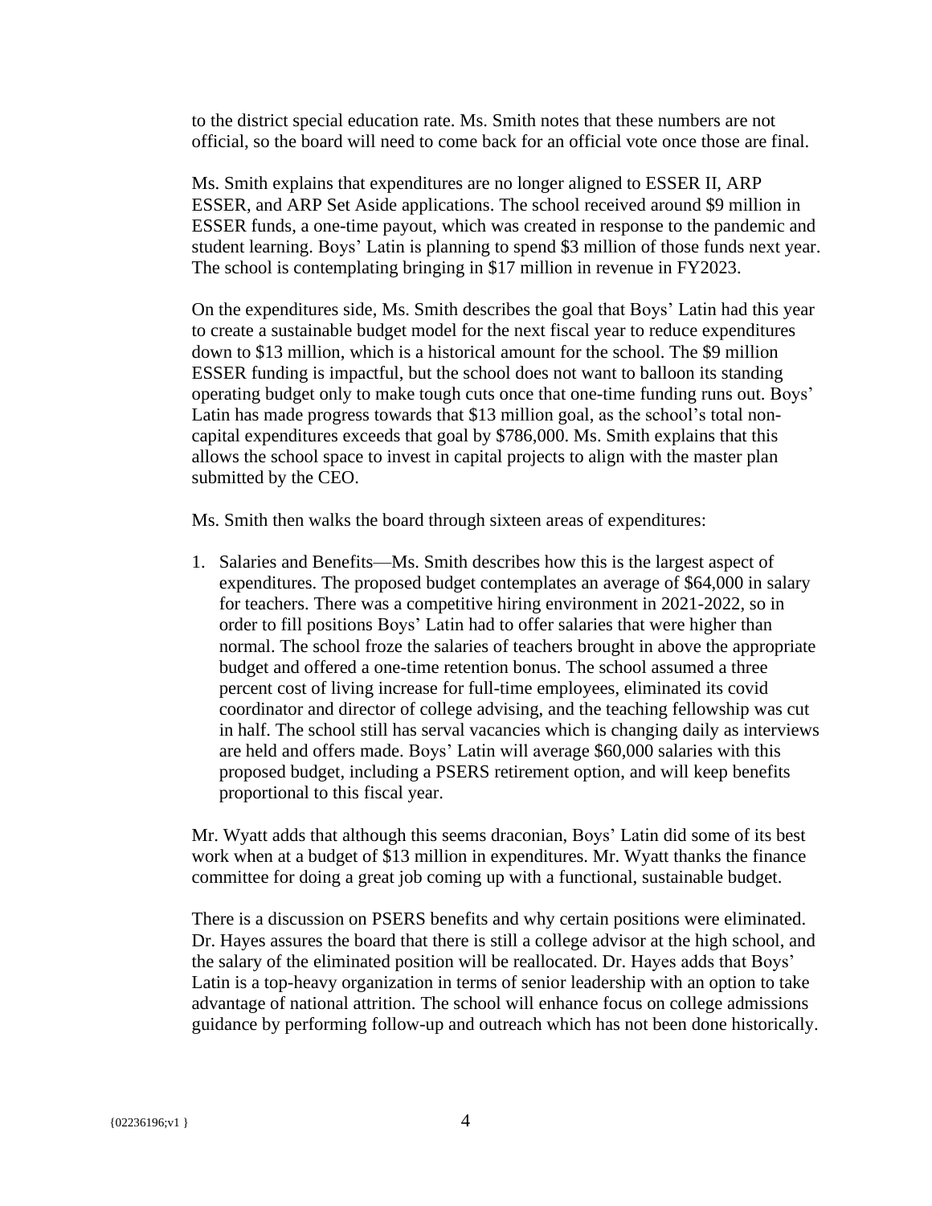to the district special education rate. Ms. Smith notes that these numbers are not official, so the board will need to come back for an official vote once those are final.

Ms. Smith explains that expenditures are no longer aligned to ESSER II, ARP ESSER, and ARP Set Aside applications. The school received around $9 million in ESSER funds, a one-time payout, which was created in response to the pandemic and student learning. Boys' Latin is planning to spend $3 million of those funds next year. The school is contemplating bringing in $17 million in revenue in FY2023.

On the expenditures side, Ms. Smith describes the goal that Boys' Latin had this year to create a sustainable budget model for the next fiscal year to reduce expenditures down to $13 million, which is a historical amount for the school. The $9 million ESSER funding is impactful, but the school does not want to balloon its standing operating budget only to make tough cuts once that one-time funding runs out. Boys' Latin has made progress towards that $13 million goal, as the school's total non-capital expenditures exceeds that goal by $786,000. Ms. Smith explains that this allows the school space to invest in capital projects to align with the master plan submitted by the CEO.

Ms. Smith then walks the board through sixteen areas of expenditures:

1. Salaries and Benefits—Ms. Smith describes how this is the largest aspect of expenditures. The proposed budget contemplates an average of $64,000 in salary for teachers. There was a competitive hiring environment in 2021-2022, so in order to fill positions Boys' Latin had to offer salaries that were higher than normal. The school froze the salaries of teachers brought in above the appropriate budget and offered a one-time retention bonus. The school assumed a three percent cost of living increase for full-time employees, eliminated its covid coordinator and director of college advising, and the teaching fellowship was cut in half. The school still has serval vacancies which is changing daily as interviews are held and offers made. Boys' Latin will average $60,000 salaries with this proposed budget, including a PSERS retirement option, and will keep benefits proportional to this fiscal year.

Mr. Wyatt adds that although this seems draconian, Boys' Latin did some of its best work when at a budget of $13 million in expenditures. Mr. Wyatt thanks the finance committee for doing a great job coming up with a functional, sustainable budget.

There is a discussion on PSERS benefits and why certain positions were eliminated. Dr. Hayes assures the board that there is still a college advisor at the high school, and the salary of the eliminated position will be reallocated. Dr. Hayes adds that Boys' Latin is a top-heavy organization in terms of senior leadership with an option to take advantage of national attrition. The school will enhance focus on college admissions guidance by performing follow-up and outreach which has not been done historically.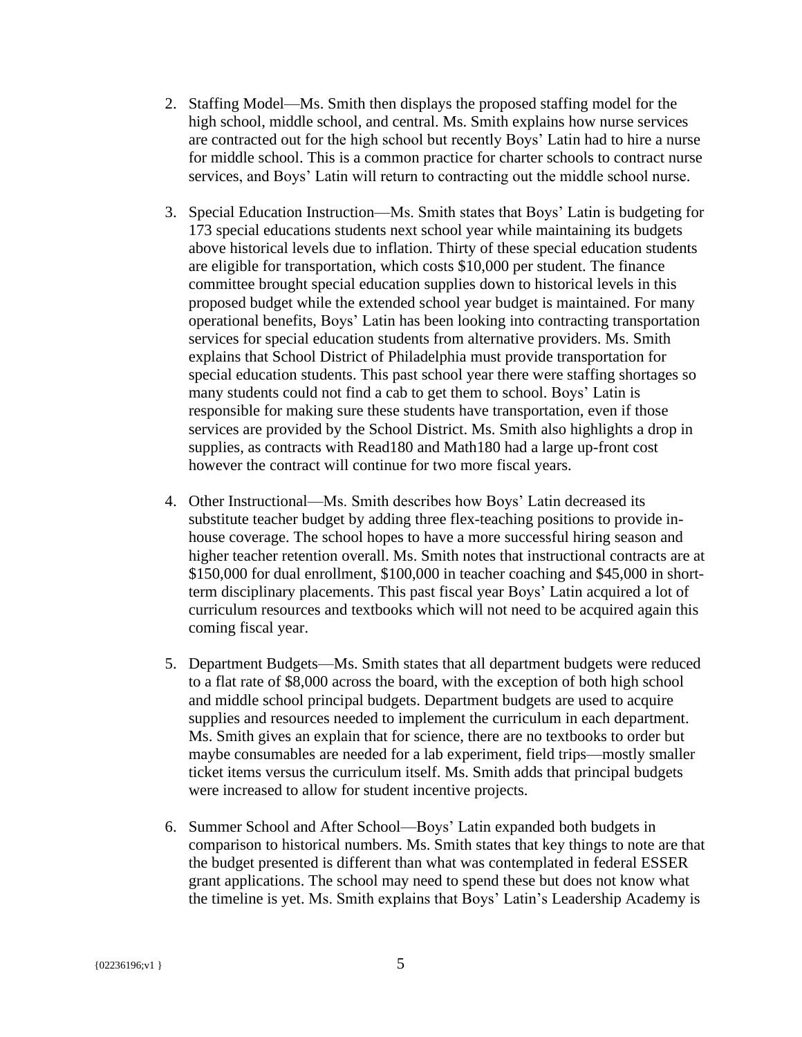2. Staffing Model—Ms. Smith then displays the proposed staffing model for the high school, middle school, and central. Ms. Smith explains how nurse services are contracted out for the high school but recently Boys' Latin had to hire a nurse for middle school. This is a common practice for charter schools to contract nurse services, and Boys' Latin will return to contracting out the middle school nurse.

3. Special Education Instruction—Ms. Smith states that Boys' Latin is budgeting for 173 special educations students next school year while maintaining its budgets above historical levels due to inflation. Thirty of these special education students are eligible for transportation, which costs $10,000 per student. The finance committee brought special education supplies down to historical levels in this proposed budget while the extended school year budget is maintained. For many operational benefits, Boys' Latin has been looking into contracting transportation services for special education students from alternative providers. Ms. Smith explains that School District of Philadelphia must provide transportation for special education students. This past school year there were staffing shortages so many students could not find a cab to get them to school. Boys' Latin is responsible for making sure these students have transportation, even if those services are provided by the School District. Ms. Smith also highlights a drop in supplies, as contracts with Read180 and Math180 had a large up-front cost however the contract will continue for two more fiscal years.

4. Other Instructional—Ms. Smith describes how Boys' Latin decreased its substitute teacher budget by adding three flex-teaching positions to provide in-house coverage. The school hopes to have a more successful hiring season and higher teacher retention overall. Ms. Smith notes that instructional contracts are at $150,000 for dual enrollment, $100,000 in teacher coaching and $45,000 in short-term disciplinary placements. This past fiscal year Boys' Latin acquired a lot of curriculum resources and textbooks which will not need to be acquired again this coming fiscal year.

5. Department Budgets—Ms. Smith states that all department budgets were reduced to a flat rate of $8,000 across the board, with the exception of both high school and middle school principal budgets. Department budgets are used to acquire supplies and resources needed to implement the curriculum in each department. Ms. Smith gives an explain that for science, there are no textbooks to order but maybe consumables are needed for a lab experiment, field trips—mostly smaller ticket items versus the curriculum itself. Ms. Smith adds that principal budgets were increased to allow for student incentive projects.

6. Summer School and After School—Boys' Latin expanded both budgets in comparison to historical numbers. Ms. Smith states that key things to note are that the budget presented is different than what was contemplated in federal ESSER grant applications. The school may need to spend these but does not know what the timeline is yet. Ms. Smith explains that Boys' Latin's Leadership Academy is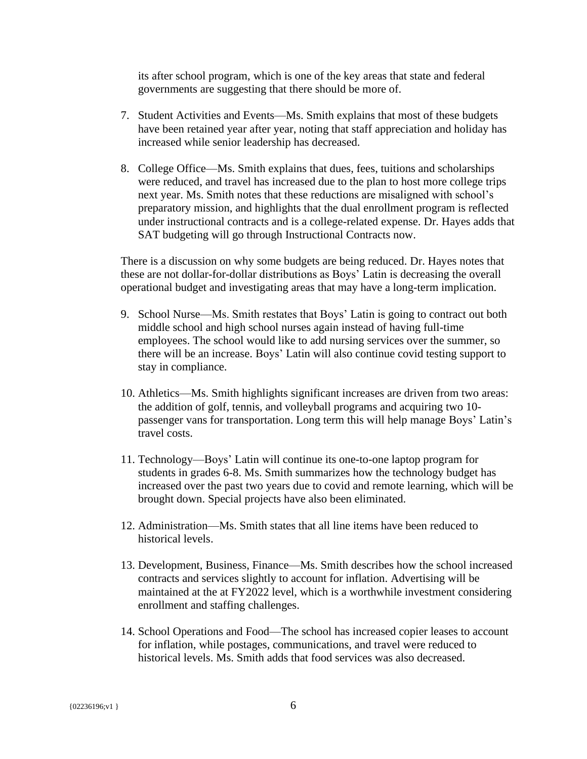its after school program, which is one of the key areas that state and federal governments are suggesting that there should be more of.

7. Student Activities and Events—Ms. Smith explains that most of these budgets have been retained year after year, noting that staff appreciation and holiday has increased while senior leadership has decreased.

8. College Office—Ms. Smith explains that dues, fees, tuitions and scholarships were reduced, and travel has increased due to the plan to host more college trips next year. Ms. Smith notes that these reductions are misaligned with school's preparatory mission, and highlights that the dual enrollment program is reflected under instructional contracts and is a college-related expense. Dr. Hayes adds that SAT budgeting will go through Instructional Contracts now.

There is a discussion on why some budgets are being reduced. Dr. Hayes notes that these are not dollar-for-dollar distributions as Boys' Latin is decreasing the overall operational budget and investigating areas that may have a long-term implication.

9. School Nurse—Ms. Smith restates that Boys' Latin is going to contract out both middle school and high school nurses again instead of having full-time employees. The school would like to add nursing services over the summer, so there will be an increase. Boys' Latin will also continue covid testing support to stay in compliance.

10. Athletics—Ms. Smith highlights significant increases are driven from two areas: the addition of golf, tennis, and volleyball programs and acquiring two 10-passenger vans for transportation. Long term this will help manage Boys' Latin's travel costs.

11. Technology—Boys' Latin will continue its one-to-one laptop program for students in grades 6-8. Ms. Smith summarizes how the technology budget has increased over the past two years due to covid and remote learning, which will be brought down. Special projects have also been eliminated.

12. Administration—Ms. Smith states that all line items have been reduced to historical levels.

13. Development, Business, Finance—Ms. Smith describes how the school increased contracts and services slightly to account for inflation. Advertising will be maintained at the at FY2022 level, which is a worthwhile investment considering enrollment and staffing challenges.

14. School Operations and Food—The school has increased copier leases to account for inflation, while postages, communications, and travel were reduced to historical levels. Ms. Smith adds that food services was also decreased.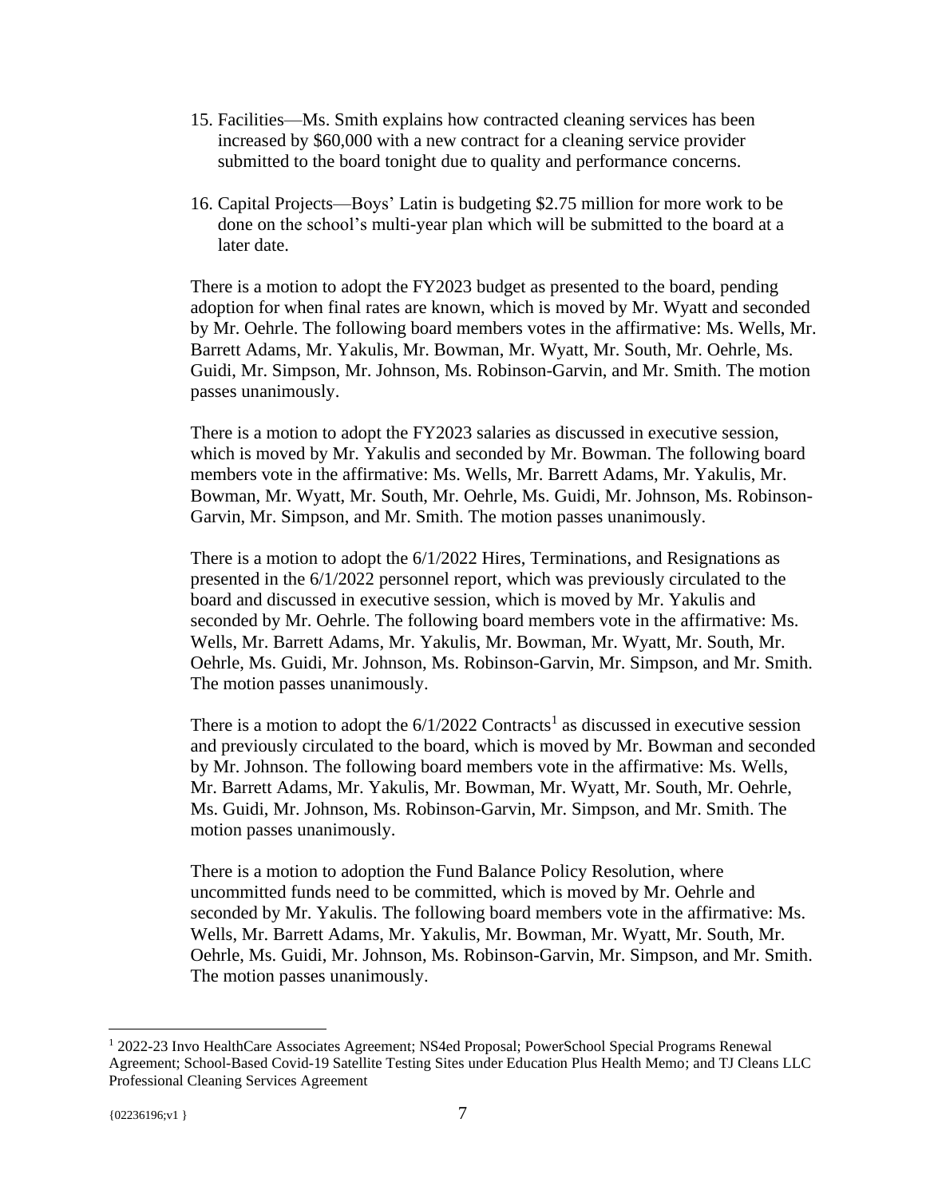15. Facilities—Ms. Smith explains how contracted cleaning services has been increased by $60,000 with a new contract for a cleaning service provider submitted to the board tonight due to quality and performance concerns.

16. Capital Projects—Boys' Latin is budgeting $2.75 million for more work to be done on the school's multi-year plan which will be submitted to the board at a later date.

There is a motion to adopt the FY2023 budget as presented to the board, pending adoption for when final rates are known, which is moved by Mr. Wyatt and seconded by Mr. Oehrle. The following board members votes in the affirmative: Ms. Wells, Mr. Barrett Adams, Mr. Yakulis, Mr. Bowman, Mr. Wyatt, Mr. South, Mr. Oehrle, Ms. Guidi, Mr. Simpson, Mr. Johnson, Ms. Robinson-Garvin, and Mr. Smith. The motion passes unanimously.

There is a motion to adopt the FY2023 salaries as discussed in executive session, which is moved by Mr. Yakulis and seconded by Mr. Bowman. The following board members vote in the affirmative: Ms. Wells, Mr. Barrett Adams, Mr. Yakulis, Mr. Bowman, Mr. Wyatt, Mr. South, Mr. Oehrle, Ms. Guidi, Mr. Johnson, Ms. Robinson-Garvin, Mr. Simpson, and Mr. Smith. The motion passes unanimously.

There is a motion to adopt the 6/1/2022 Hires, Terminations, and Resignations as presented in the 6/1/2022 personnel report, which was previously circulated to the board and discussed in executive session, which is moved by Mr. Yakulis and seconded by Mr. Oehrle. The following board members vote in the affirmative: Ms. Wells, Mr. Barrett Adams, Mr. Yakulis, Mr. Bowman, Mr. Wyatt, Mr. South, Mr. Oehrle, Ms. Guidi, Mr. Johnson, Ms. Robinson-Garvin, Mr. Simpson, and Mr. Smith. The motion passes unanimously.

There is a motion to adopt the 6/1/2022 Contracts[1] as discussed in executive session and previously circulated to the board, which is moved by Mr. Bowman and seconded by Mr. Johnson. The following board members vote in the affirmative: Ms. Wells, Mr. Barrett Adams, Mr. Yakulis, Mr. Bowman, Mr. Wyatt, Mr. South, Mr. Oehrle, Ms. Guidi, Mr. Johnson, Ms. Robinson-Garvin, Mr. Simpson, and Mr. Smith. The motion passes unanimously.

There is a motion to adoption the Fund Balance Policy Resolution, where uncommitted funds need to be committed, which is moved by Mr. Oehrle and seconded by Mr. Yakulis. The following board members vote in the affirmative: Ms. Wells, Mr. Barrett Adams, Mr. Yakulis, Mr. Bowman, Mr. Wyatt, Mr. South, Mr. Oehrle, Ms. Guidi, Mr. Johnson, Ms. Robinson-Garvin, Mr. Simpson, and Mr. Smith. The motion passes unanimously.

---

[1] 2022-23 Invo HealthCare Associates Agreement; NS4ed Proposal; PowerSchool Special Programs Renewal Agreement; School-Based Covid-19 Satellite Testing Sites under Education Plus Health Memo; and TJ Cleans LLC Professional Cleaning Services Agreement

{02236196;v1 }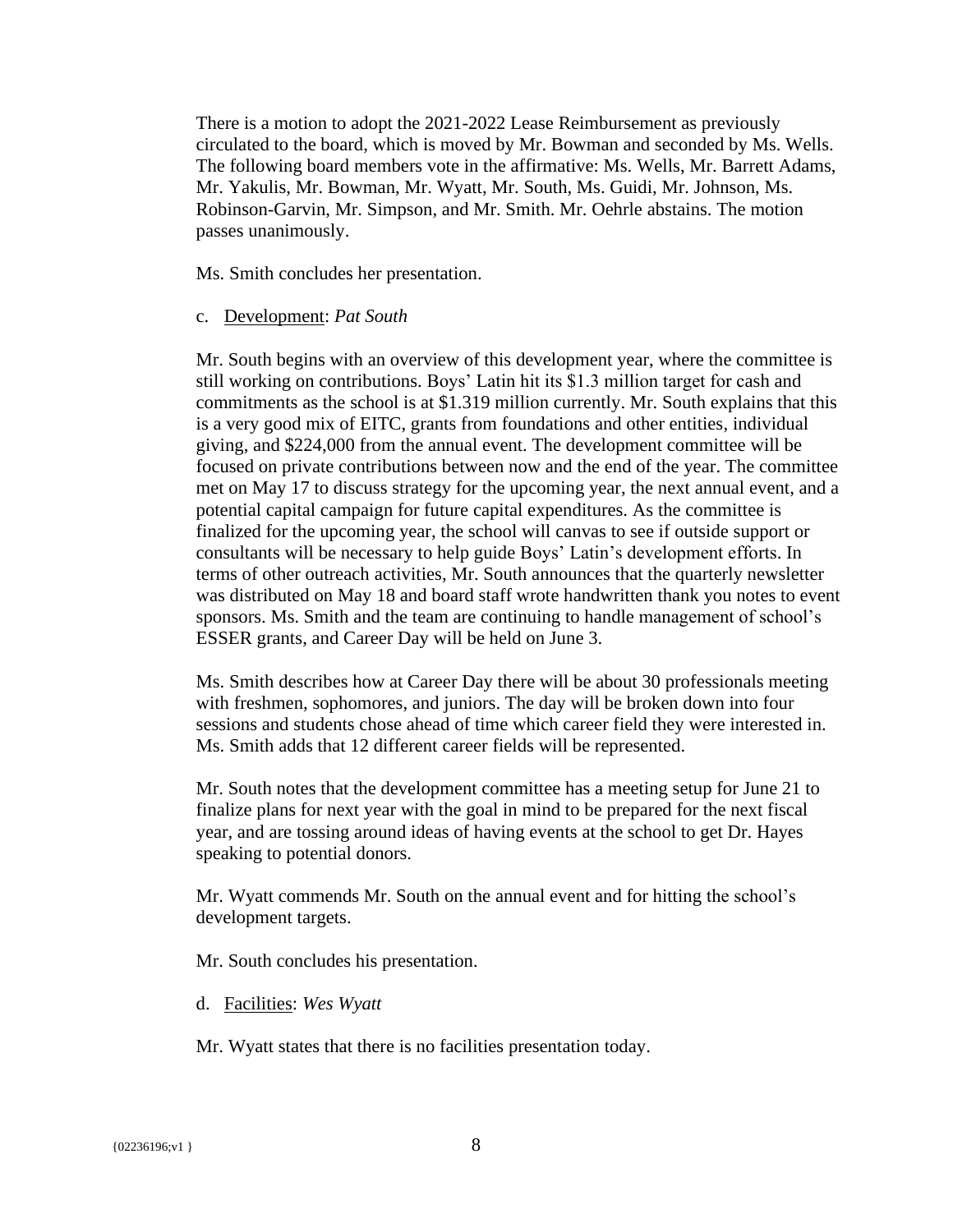There is a motion to adopt the 2021-2022 Lease Reimbursement as previously circulated to the board, which is moved by Mr. Bowman and seconded by Ms. Wells. The following board members vote in the affirmative: Ms. Wells, Mr. Barrett Adams, Mr. Yakulis, Mr. Bowman, Mr. Wyatt, Mr. South, Ms. Guidi, Mr. Johnson, Ms. Robinson-Garvin, Mr. Simpson, and Mr. Smith. Mr. Oehrle abstains. The motion passes unanimously.

Ms. Smith concludes her presentation.

c. Development: *Pat South*

Mr. South begins with an overview of this development year, where the committee is still working on contributions. Boys' Latin hit its $1.3 million target for cash and commitments as the school is at $1.319 million currently. Mr. South explains that this is a very good mix of EITC, grants from foundations and other entities, individual giving, and $224,000 from the annual event. The development committee will be focused on private contributions between now and the end of the year. The committee met on May 17 to discuss strategy for the upcoming year, the next annual event, and a potential capital campaign for future capital expenditures. As the committee is finalized for the upcoming year, the school will canvas to see if outside support or consultants will be necessary to help guide Boys' Latin's development efforts. In terms of other outreach activities, Mr. South announces that the quarterly newsletter was distributed on May 18 and board staff wrote handwritten thank you notes to event sponsors. Ms. Smith and the team are continuing to handle management of school's ESSER grants, and Career Day will be held on June 3.

Ms. Smith describes how at Career Day there will be about 30 professionals meeting with freshmen, sophomores, and juniors. The day will be broken down into four sessions and students chose ahead of time which career field they were interested in. Ms. Smith adds that 12 different career fields will be represented.

Mr. South notes that the development committee has a meeting setup for June 21 to finalize plans for next year with the goal in mind to be prepared for the next fiscal year, and are tossing around ideas of having events at the school to get Dr. Hayes speaking to potential donors.

Mr. Wyatt commends Mr. South on the annual event and for hitting the school's development targets.

Mr. South concludes his presentation.

d. Facilities: *Wes Wyatt*

Mr. Wyatt states that there is no facilities presentation today.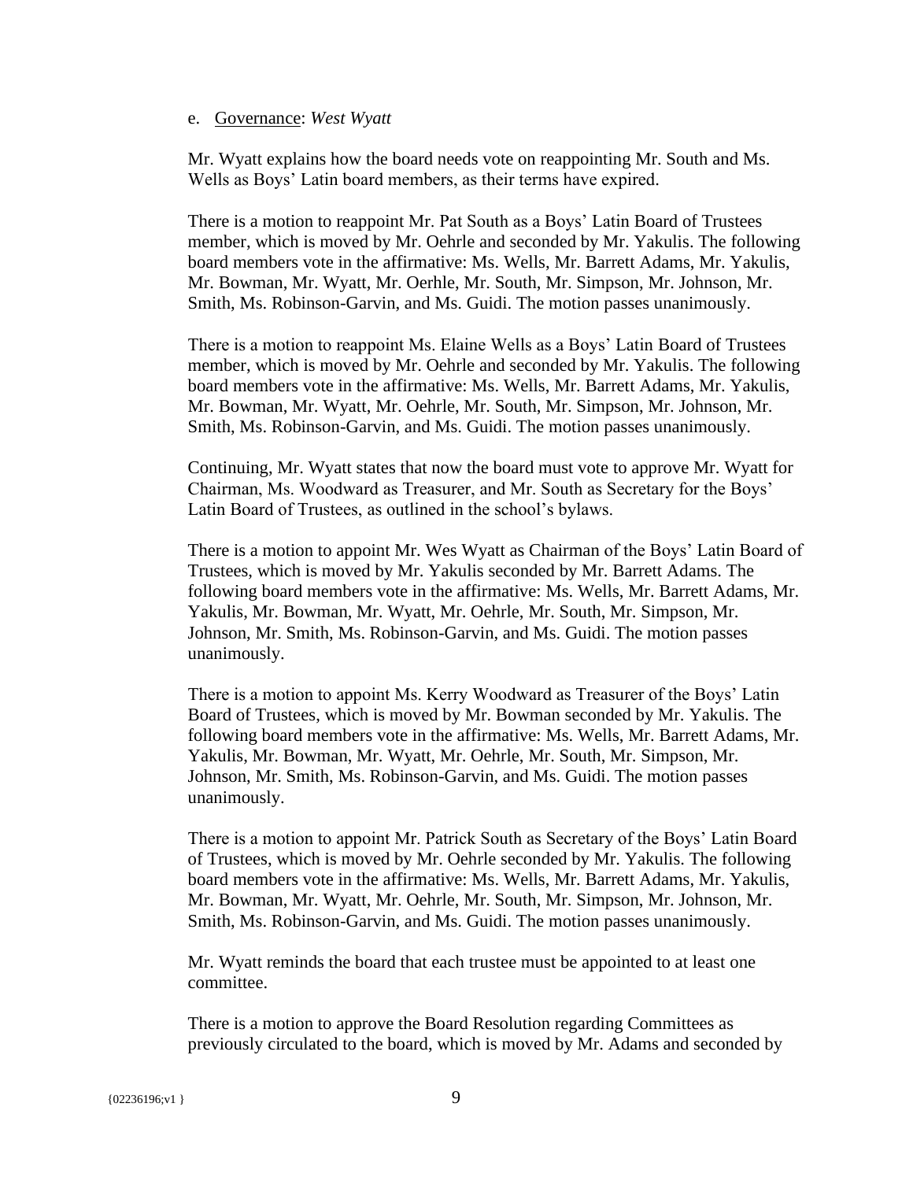e. Governance: *West Wyatt*

Mr. Wyatt explains how the board needs vote on reappointing Mr. South and Ms. Wells as Boys' Latin board members, as their terms have expired.

There is a motion to reappoint Mr. Pat South as a Boys' Latin Board of Trustees member, which is moved by Mr. Oehrle and seconded by Mr. Yakulis. The following board members vote in the affirmative: Ms. Wells, Mr. Barrett Adams, Mr. Yakulis, Mr. Bowman, Mr. Wyatt, Mr. Oerhle, Mr. South, Mr. Simpson, Mr. Johnson, Mr. Smith, Ms. Robinson-Garvin, and Ms. Guidi. The motion passes unanimously.

There is a motion to reappoint Ms. Elaine Wells as a Boys' Latin Board of Trustees member, which is moved by Mr. Oehrle and seconded by Mr. Yakulis. The following board members vote in the affirmative: Ms. Wells, Mr. Barrett Adams, Mr. Yakulis, Mr. Bowman, Mr. Wyatt, Mr. Oehrle, Mr. South, Mr. Simpson, Mr. Johnson, Mr. Smith, Ms. Robinson-Garvin, and Ms. Guidi. The motion passes unanimously.

Continuing, Mr. Wyatt states that now the board must vote to approve Mr. Wyatt for Chairman, Ms. Woodward as Treasurer, and Mr. South as Secretary for the Boys' Latin Board of Trustees, as outlined in the school's bylaws.

There is a motion to appoint Mr. Wes Wyatt as Chairman of the Boys' Latin Board of Trustees, which is moved by Mr. Yakulis seconded by Mr. Barrett Adams. The following board members vote in the affirmative: Ms. Wells, Mr. Barrett Adams, Mr. Yakulis, Mr. Bowman, Mr. Wyatt, Mr. Oehrle, Mr. South, Mr. Simpson, Mr. Johnson, Mr. Smith, Ms. Robinson-Garvin, and Ms. Guidi. The motion passes unanimously.

There is a motion to appoint Ms. Kerry Woodward as Treasurer of the Boys' Latin Board of Trustees, which is moved by Mr. Bowman seconded by Mr. Yakulis. The following board members vote in the affirmative: Ms. Wells, Mr. Barrett Adams, Mr. Yakulis, Mr. Bowman, Mr. Wyatt, Mr. Oehrle, Mr. South, Mr. Simpson, Mr. Johnson, Mr. Smith, Ms. Robinson-Garvin, and Ms. Guidi. The motion passes unanimously.

There is a motion to appoint Mr. Patrick South as Secretary of the Boys' Latin Board of Trustees, which is moved by Mr. Oehrle seconded by Mr. Yakulis. The following board members vote in the affirmative: Ms. Wells, Mr. Barrett Adams, Mr. Yakulis, Mr. Bowman, Mr. Wyatt, Mr. Oehrle, Mr. South, Mr. Simpson, Mr. Johnson, Mr. Smith, Ms. Robinson-Garvin, and Ms. Guidi. The motion passes unanimously.

Mr. Wyatt reminds the board that each trustee must be appointed to at least one committee.

There is a motion to approve the Board Resolution regarding Committees as previously circulated to the board, which is moved by Mr. Adams and seconded by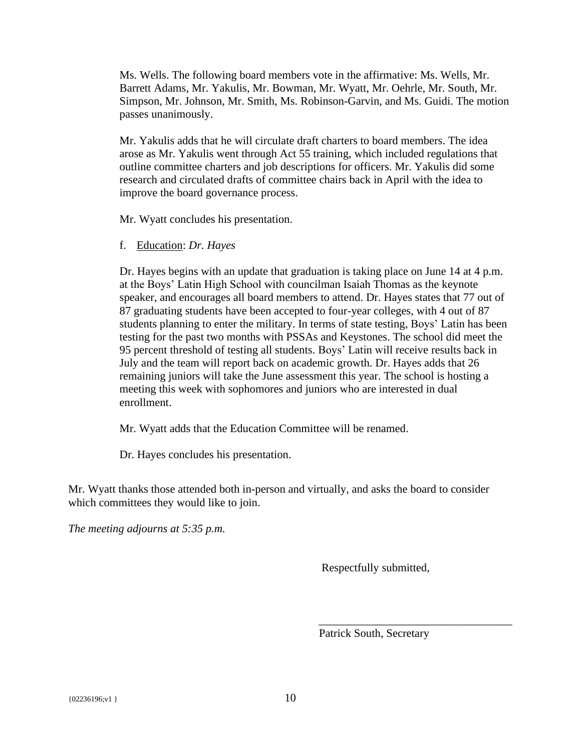Ms. Wells. The following board members vote in the affirmative: Ms. Wells, Mr. Barrett Adams, Mr. Yakulis, Mr. Bowman, Mr. Wyatt, Mr. Oehrle, Mr. South, Mr. Simpson, Mr. Johnson, Mr. Smith, Ms. Robinson-Garvin, and Ms. Guidi. The motion passes unanimously.

Mr. Yakulis adds that he will circulate draft charters to board members. The idea arose as Mr. Yakulis went through Act 55 training, which included regulations that outline committee charters and job descriptions for officers. Mr. Yakulis did some research and circulated drafts of committee chairs back in April with the idea to improve the board governance process.

Mr. Wyatt concludes his presentation.

f. Education: *Dr. Hayes*

Dr. Hayes begins with an update that graduation is taking place on June 14 at 4 p.m. at the Boys' Latin High School with councilman Isaiah Thomas as the keynote speaker, and encourages all board members to attend. Dr. Hayes states that 77 out of 87 graduating students have been accepted to four-year colleges, with 4 out of 87 students planning to enter the military. In terms of state testing, Boys' Latin has been testing for the past two months with PSSAs and Keystones. The school did meet the 95 percent threshold of testing all students. Boys' Latin will receive results back in July and the team will report back on academic growth. Dr. Hayes adds that 26 remaining juniors will take the June assessment this year. The school is hosting a meeting this week with sophomores and juniors who are interested in dual enrollment.

Mr. Wyatt adds that the Education Committee will be renamed.

Dr. Hayes concludes his presentation.

Mr. Wyatt thanks those attended both in-person and virtually, and asks the board to consider which committees they would like to join.

*The meeting adjourns at 5:35 p.m.*

Respectfully submitted,

\_\_\_\_\_\_\_\_\_\_\_\_\_\_\_\_\_\_\_\_\_\_\_\_\_\_\_\_\_\_\_\_\_\_\_

Patrick South, Secretary

{02236196;v1 }